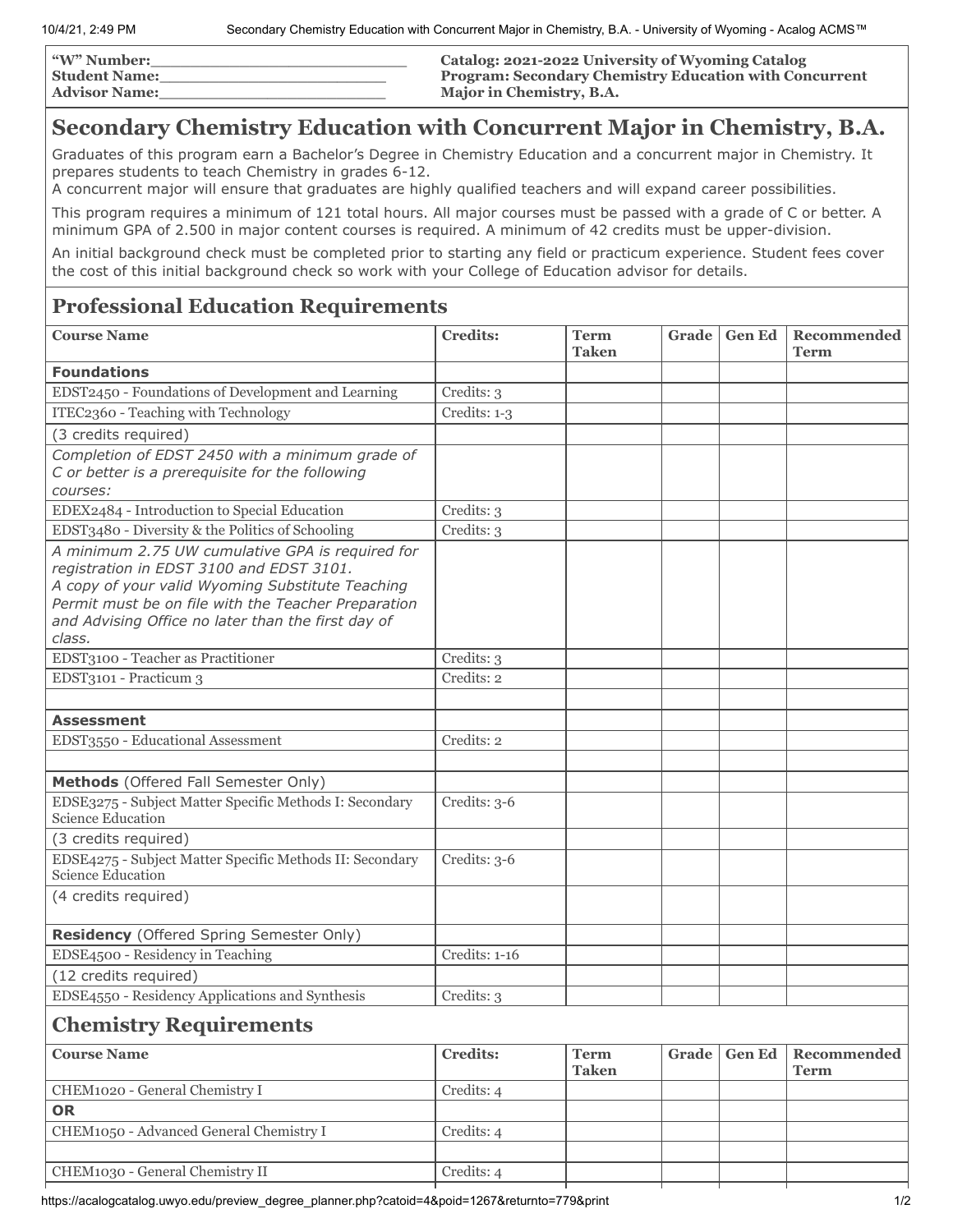"W" Number:\_\_\_\_\_\_\_\_\_\_\_\_\_\_\_\_\_\_\_\_\_\_\_\_\_
Student Name:\_\_\_\_\_\_\_\_\_\_\_\_\_\_\_\_\_\_\_\_\_\_\_
Advisor Name:\_\_\_\_\_\_\_\_\_\_\_\_\_\_\_\_\_\_\_\_\_\_\_

**Catalog: 2021-2022 University of Wyoming Catalog**
**Program: Secondary Chemistry Education with Concurrent Major in Chemistry, B.A.**

# Secondary Chemistry Education with Concurrent Major in Chemistry, B.A.

Graduates of this program earn a Bachelor's Degree in Chemistry Education and a concurrent major in Chemistry. It prepares students to teach Chemistry in grades 6-12.
A concurrent major will ensure that graduates are highly qualified teachers and will expand career possibilities.

This program requires a minimum of 121 total hours. All major courses must be passed with a grade of C or better. A minimum GPA of 2.500 in major content courses is required. A minimum of 42 credits must be upper-division.

An initial background check must be completed prior to starting any field or practicum experience. Student fees cover the cost of this initial background check so work with your College of Education advisor for details.

## Professional Education Requirements

| Course Name | Credits: | Term Taken | Grade | Gen Ed | Recommended Term |
|---|---|---|---|---|---|
| **Foundations** | | | | | |
| EDST2450 - Foundations of Development and Learning | Credits: 3 | | | | |
| ITEC2360 - Teaching with Technology | Credits: 1-3 | | | | |
| (3 credits required) | | | | | |
| *Completion of EDST 2450 with a minimum grade of C or better is a prerequisite for the following courses:* | | | | | |
| EDEX2484 - Introduction to Special Education | Credits: 3 | | | | |
| EDST3480 - Diversity & the Politics of Schooling | Credits: 3 | | | | |
| *A minimum 2.75 UW cumulative GPA is required for registration in EDST 3100 and EDST 3101. A copy of your valid Wyoming Substitute Teaching Permit must be on file with the Teacher Preparation and Advising Office no later than the first day of class.* | | | | | |
| EDST3100 - Teacher as Practitioner | Credits: 3 | | | | |
| EDST3101 - Practicum 3 | Credits: 2 | | | | |
| | | | | | |
| **Assessment** | | | | | |
| EDST3550 - Educational Assessment | Credits: 2 | | | | |
| | | | | | |
| **Methods** (Offered Fall Semester Only) | | | | | |
| EDSE3275 - Subject Matter Specific Methods I: Secondary Science Education | Credits: 3-6 | | | | |
| (3 credits required) | | | | | |
| EDSE4275 - Subject Matter Specific Methods II: Secondary Science Education | Credits: 3-6 | | | | |
| (4 credits required) | | | | | |
| **Residency** (Offered Spring Semester Only) | | | | | |
| EDSE4500 - Residency in Teaching | Credits: 1-16 | | | | |
| (12 credits required) | | | | | |
| EDSE4550 - Residency Applications and Synthesis | Credits: 3 | | | | |

## Chemistry Requirements

| Course Name | Credits: | Term Taken | Grade | Gen Ed | Recommended Term |
|---|---|---|---|---|---|
| CHEM1020 - General Chemistry I | Credits: 4 | | | | |
| **OR** | | | | | |
| CHEM1050 - Advanced General Chemistry I | Credits: 4 | | | | |
| | | | | | |
| CHEM1030 - General Chemistry II | Credits: 4 | | | | |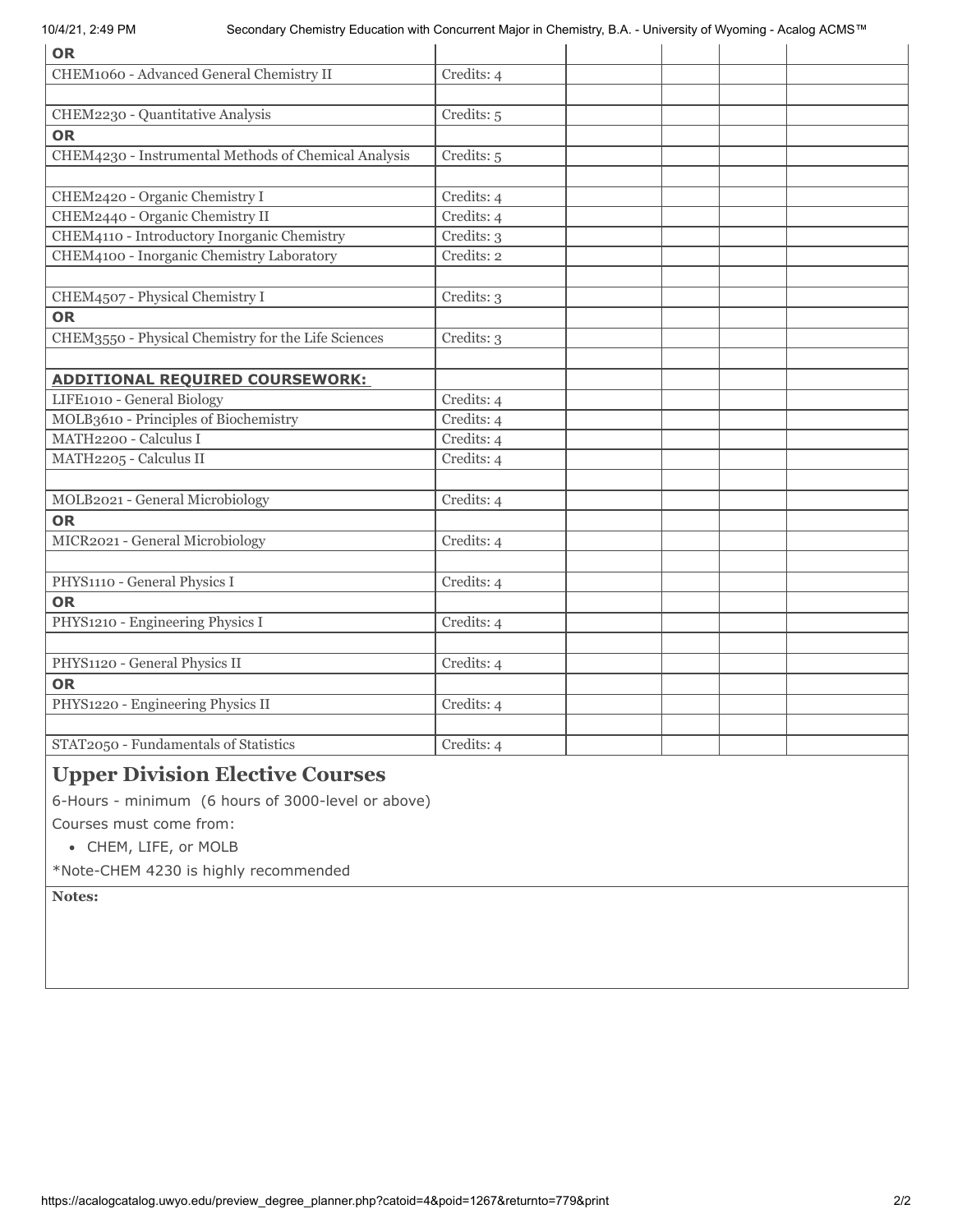| | | | | | |
|---|---|---|---|---|---|
| **OR** | | | | | |
| CHEM1060 - Advanced General Chemistry II | Credits: 4 | | | | |
| | | | | | |
| CHEM2230 - Quantitative Analysis | Credits: 5 | | | | |
| **OR** | | | | | |
| CHEM4230 - Instrumental Methods of Chemical Analysis | Credits: 5 | | | | |
| | | | | | |
| CHEM2420 - Organic Chemistry I | Credits: 4 | | | | |
| CHEM2440 - Organic Chemistry II | Credits: 4 | | | | |
| CHEM4110 - Introductory Inorganic Chemistry | Credits: 3 | | | | |
| CHEM4100 - Inorganic Chemistry Laboratory | Credits: 2 | | | | |
| | | | | | |
| CHEM4507 - Physical Chemistry I | Credits: 3 | | | | |
| **OR** | | | | | |
| CHEM3550 - Physical Chemistry for the Life Sciences | Credits: 3 | | | | |
| | | | | | |
| **ADDITIONAL REQUIRED COURSEWORK:** | | | | | |
| LIFE1010 - General Biology | Credits: 4 | | | | |
| MOLB3610 - Principles of Biochemistry | Credits: 4 | | | | |
| MATH2200 - Calculus I | Credits: 4 | | | | |
| MATH2205 - Calculus II | Credits: 4 | | | | |
| | | | | | |
| MOLB2021 - General Microbiology | Credits: 4 | | | | |
| **OR** | | | | | |
| MICR2021 - General Microbiology | Credits: 4 | | | | |
| | | | | | |
| PHYS1110 - General Physics I | Credits: 4 | | | | |
| **OR** | | | | | |
| PHYS1210 - Engineering Physics I | Credits: 4 | | | | |
| | | | | | |
| PHYS1120 - General Physics II | Credits: 4 | | | | |
| **OR** | | | | | |
| PHYS1220 - Engineering Physics II | Credits: 4 | | | | |
| | | | | | |
| STAT2050 - Fundamentals of Statistics | Credits: 4 | | | | |

## Upper Division Elective Courses

6-Hours - minimum (6 hours of 3000-level or above)

Courses must come from:

- CHEM, LIFE, or MOLB

*Note-CHEM 4230 is highly recommended

**Notes:**